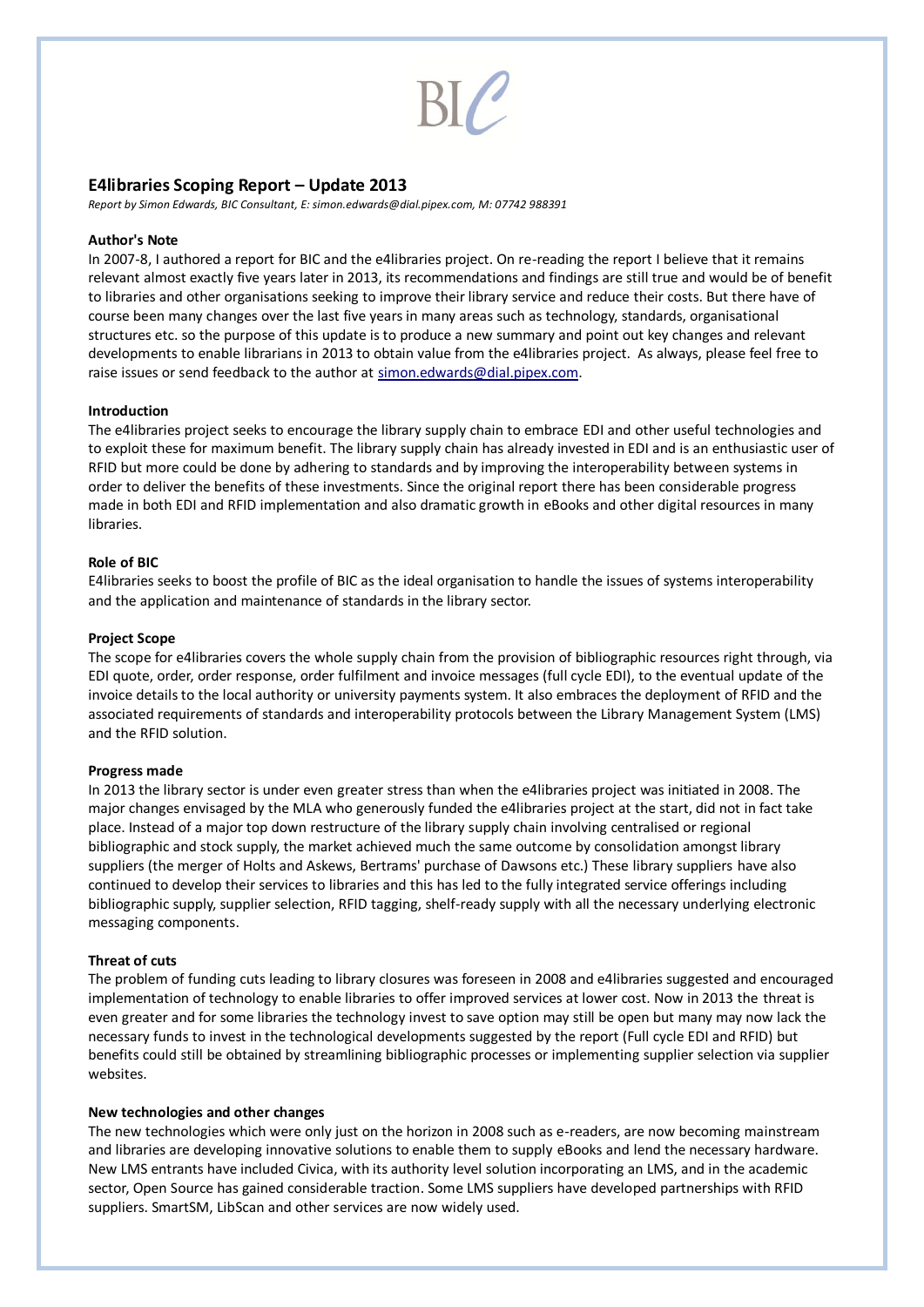BIC

# E4libraries Scoping Report – Update 2013

*Report by Simon Edwards, BIC Consultant, E: simon.edwards@dial.pipex.com, M: 07742 988391*

**Author's Note**

In 2007-8, I authored a report for BIC and the e4libraries project. On re-reading the report I believe that it remains relevant almost exactly five years later in 2013, its recommendations and findings are still true and would be of benefit to libraries and other organisations seeking to improve their library service and reduce their costs. But there have of course been many changes over the last five years in many areas such as technology, standards, organisational structures etc. so the purpose of this update is to produce a new summary and point out key changes and relevant developments to enable librarians in 2013 to obtain value from the e4libraries project. As always, please feel free to raise issues or send feedback to the author at simon.edwards@dial.pipex.com.

**Introduction**

The e4libraries project seeks to encourage the library supply chain to embrace EDI and other useful technologies and to exploit these for maximum benefit. The library supply chain has already invested in EDI and is an enthusiastic user of RFID but more could be done by adhering to standards and by improving the interoperability between systems in order to deliver the benefits of these investments. Since the original report there has been considerable progress made in both EDI and RFID implementation and also dramatic growth in eBooks and other digital resources in many libraries.

**Role of BIC**

E4libraries seeks to boost the profile of BIC as the ideal organisation to handle the issues of systems interoperability and the application and maintenance of standards in the library sector.

**Project Scope**

The scope for e4libraries covers the whole supply chain from the provision of bibliographic resources right through, via EDI quote, order, order response, order fulfilment and invoice messages (full cycle EDI), to the eventual update of the invoice details to the local authority or university payments system. It also embraces the deployment of RFID and the associated requirements of standards and interoperability protocols between the Library Management System (LMS) and the RFID solution.

**Progress made**

In 2013 the library sector is under even greater stress than when the e4libraries project was initiated in 2008. The major changes envisaged by the MLA who generously funded the e4libraries project at the start, did not in fact take place. Instead of a major top down restructure of the library supply chain involving centralised or regional bibliographic and stock supply, the market achieved much the same outcome by consolidation amongst library suppliers (the merger of Holts and Askews, Bertrams' purchase of Dawsons etc.) These library suppliers have also continued to develop their services to libraries and this has led to the fully integrated service offerings including bibliographic supply, supplier selection, RFID tagging, shelf-ready supply with all the necessary underlying electronic messaging components.

**Threat of cuts**

The problem of funding cuts leading to library closures was foreseen in 2008 and e4libraries suggested and encouraged implementation of technology to enable libraries to offer improved services at lower cost. Now in 2013 the threat is even greater and for some libraries the technology invest to save option may still be open but many may now lack the necessary funds to invest in the technological developments suggested by the report (Full cycle EDI and RFID) but benefits could still be obtained by streamlining bibliographic processes or implementing supplier selection via supplier websites.

**New technologies and other changes**

The new technologies which were only just on the horizon in 2008 such as e-readers, are now becoming mainstream and libraries are developing innovative solutions to enable them to supply eBooks and lend the necessary hardware. New LMS entrants have included Civica, with its authority level solution incorporating an LMS, and in the academic sector, Open Source has gained considerable traction. Some LMS suppliers have developed partnerships with RFID suppliers. SmartSM, LibScan and other services are now widely used.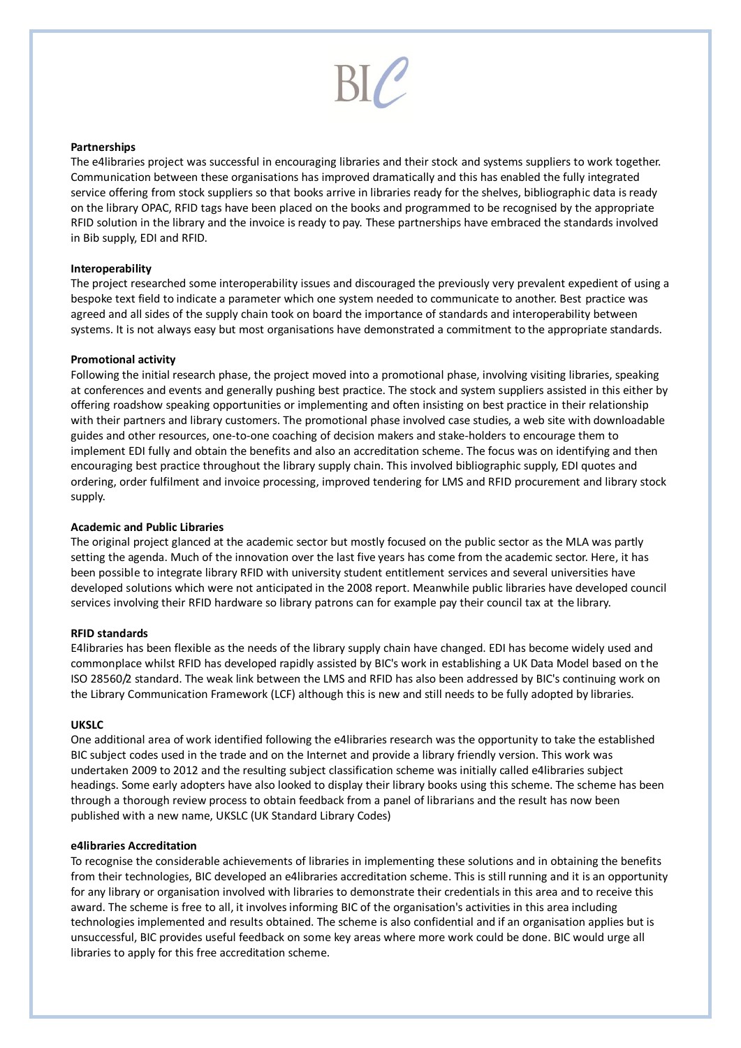**Partnerships**

The e4libraries project was successful in encouraging libraries and their stock and systems suppliers to work together. Communication between these organisations has improved dramatically and this has enabled the fully integrated service offering from stock suppliers so that books arrive in libraries ready for the shelves, bibliographic data is ready on the library OPAC, RFID tags have been placed on the books and programmed to be recognised by the appropriate RFID solution in the library and the invoice is ready to pay. These partnerships have embraced the standards involved in Bib supply, EDI and RFID.

**Interoperability**

The project researched some interoperability issues and discouraged the previously very prevalent expedient of using a bespoke text field to indicate a parameter which one system needed to communicate to another. Best practice was agreed and all sides of the supply chain took on board the importance of standards and interoperability between systems. It is not always easy but most organisations have demonstrated a commitment to the appropriate standards.

**Promotional activity**

Following the initial research phase, the project moved into a promotional phase, involving visiting libraries, speaking at conferences and events and generally pushing best practice. The stock and system suppliers assisted in this either by offering roadshow speaking opportunities or implementing and often insisting on best practice in their relationship with their partners and library customers. The promotional phase involved case studies, a web site with downloadable guides and other resources, one-to-one coaching of decision makers and stake-holders to encourage them to implement EDI fully and obtain the benefits and also an accreditation scheme. The focus was on identifying and then encouraging best practice throughout the library supply chain. This involved bibliographic supply, EDI quotes and ordering, order fulfilment and invoice processing, improved tendering for LMS and RFID procurement and library stock supply.

**Academic and Public Libraries**

The original project glanced at the academic sector but mostly focused on the public sector as the MLA was partly setting the agenda. Much of the innovation over the last five years has come from the academic sector. Here, it has been possible to integrate library RFID with university student entitlement services and several universities have developed solutions which were not anticipated in the 2008 report. Meanwhile public libraries have developed council services involving their RFID hardware so library patrons can for example pay their council tax at the library.

**RFID standards**

E4libraries has been flexible as the needs of the library supply chain have changed. EDI has become widely used and commonplace whilst RFID has developed rapidly assisted by BIC's work in establishing a UK Data Model based on the ISO 28560/2 standard. The weak link between the LMS and RFID has also been addressed by BIC's continuing work on the Library Communication Framework (LCF) although this is new and still needs to be fully adopted by libraries.

**UKSLC**

One additional area of work identified following the e4libraries research was the opportunity to take the established BIC subject codes used in the trade and on the Internet and provide a library friendly version. This work was undertaken 2009 to 2012 and the resulting subject classification scheme was initially called e4libraries subject headings. Some early adopters have also looked to display their library books using this scheme. The scheme has been through a thorough review process to obtain feedback from a panel of librarians and the result has now been published with a new name, UKSLC (UK Standard Library Codes)

**e4libraries Accreditation**

To recognise the considerable achievements of libraries in implementing these solutions and in obtaining the benefits from their technologies, BIC developed an e4libraries accreditation scheme. This is still running and it is an opportunity for any library or organisation involved with libraries to demonstrate their credentials in this area and to receive this award. The scheme is free to all, it involves informing BIC of the organisation's activities in this area including technologies implemented and results obtained. The scheme is also confidential and if an organisation applies but is unsuccessful, BIC provides useful feedback on some key areas where more work could be done. BIC would urge all libraries to apply for this free accreditation scheme.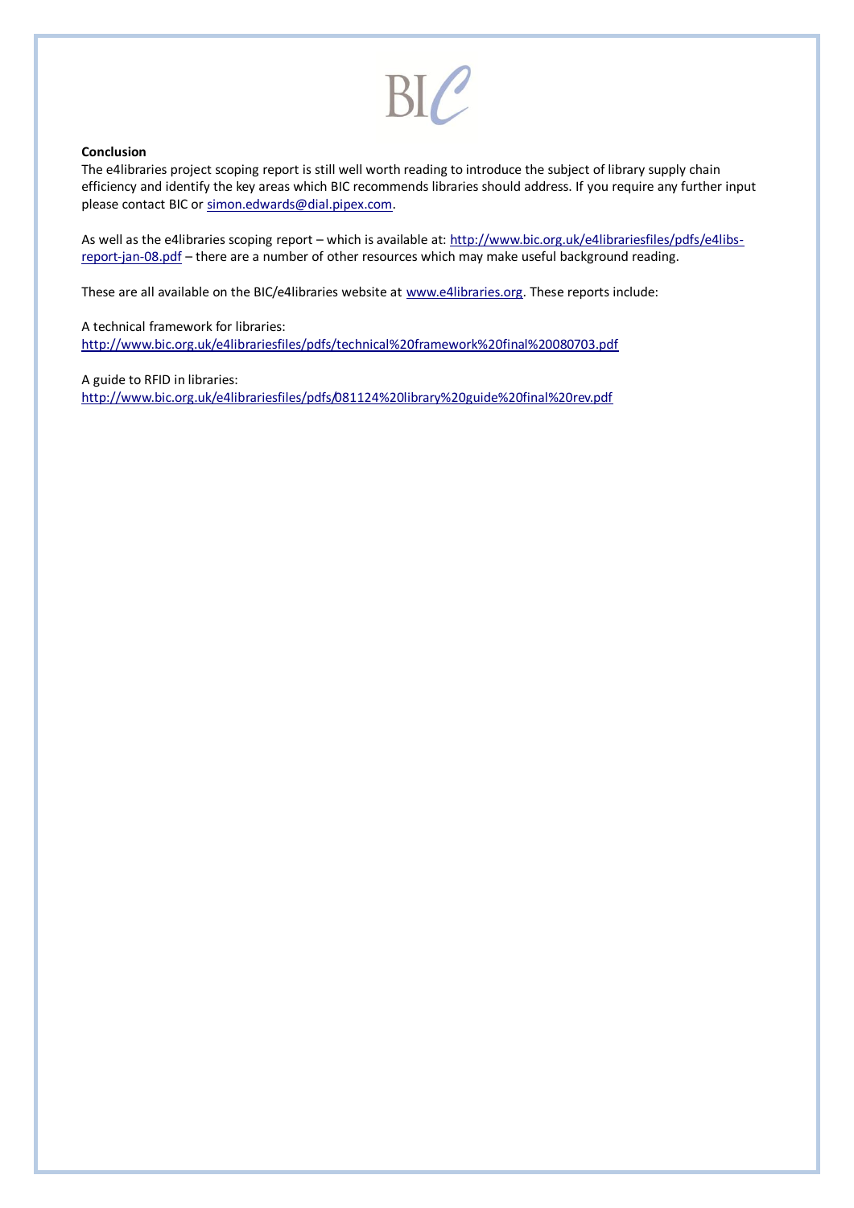**Conclusion**

The e4libraries project scoping report is still well worth reading to introduce the subject of library supply chain efficiency and identify the key areas which BIC recommends libraries should address. If you require any further input please contact BIC or simon.edwards@dial.pipex.com.

As well as the e4libraries scoping report – which is available at: http://www.bic.org.uk/e4librariesfiles/pdfs/e4libs-report-jan-08.pdf – there are a number of other resources which may make useful background reading.

These are all available on the BIC/e4libraries website at www.e4libraries.org. These reports include:

A technical framework for libraries:
http://www.bic.org.uk/e4librariesfiles/pdfs/technical%20framework%20final%20080703.pdf

A guide to RFID in libraries:
http://www.bic.org.uk/e4librariesfiles/pdfs/081124%20library%20guide%20final%20rev.pdf